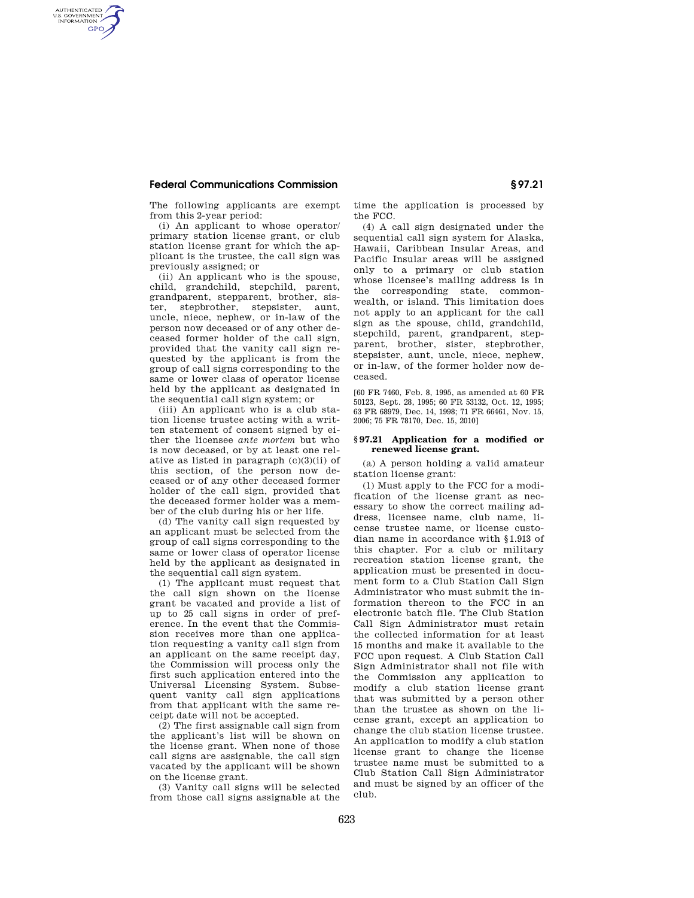The following applicants are exempt from this 2-year period:

(i) An applicant to whose operator/primary station license grant, or club station license grant for which the applicant is the trustee, the call sign was previously assigned; or

(ii) An applicant who is the spouse, child, grandchild, stepchild, parent, grandparent, stepparent, brother, sister, stepbrother, stepsister, aunt, uncle, niece, nephew, or in-law of the person now deceased or of any other deceased former holder of the call sign, provided that the vanity call sign requested by the applicant is from the group of call signs corresponding to the same or lower class of operator license held by the applicant as designated in the sequential call sign system; or

(iii) An applicant who is a club station license trustee acting with a written statement of consent signed by either the licensee *ante mortem* but who is now deceased, or by at least one relative as listed in paragraph (c)(3)(ii) of this section, of the person now deceased or of any other deceased former holder of the call sign, provided that the deceased former holder was a member of the club during his or her life.

(d) The vanity call sign requested by an applicant must be selected from the group of call signs corresponding to the same or lower class of operator license held by the applicant as designated in the sequential call sign system.

(1) The applicant must request that the call sign shown on the license grant be vacated and provide a list of up to 25 call signs in order of preference. In the event that the Commission receives more than one application requesting a vanity call sign from an applicant on the same receipt day, the Commission will process only the first such application entered into the Universal Licensing System. Subsequent vanity call sign applications from that applicant with the same receipt date will not be accepted.

(2) The first assignable call sign from the applicant's list will be shown on the license grant. When none of those call signs are assignable, the call sign vacated by the applicant will be shown on the license grant.

(3) Vanity call signs will be selected from those call signs assignable at the time the application is processed by the FCC.

(4) A call sign designated under the sequential call sign system for Alaska, Hawaii, Caribbean Insular Areas, and Pacific Insular areas will be assigned only to a primary or club station whose licensee's mailing address is in the corresponding state, commonwealth, or island. This limitation does not apply to an applicant for the call sign as the spouse, child, grandchild, stepchild, parent, grandparent, stepparent, brother, sister, stepbrother, stepsister, aunt, uncle, niece, nephew, or in-law, of the former holder now deceased.

[60 FR 7460, Feb. 8, 1995, as amended at 60 FR 50123, Sept. 28, 1995; 60 FR 53132, Oct. 12, 1995; 63 FR 68979, Dec. 14, 1998; 71 FR 66461, Nov. 15, 2006; 75 FR 78170, Dec. 15, 2010]

### § 97.21 Application for a modified or renewed license grant.

(a) A person holding a valid amateur station license grant:

(1) Must apply to the FCC for a modification of the license grant as necessary to show the correct mailing address, licensee name, club name, license trustee name, or license custodian name in accordance with §1.913 of this chapter. For a club or military recreation station license grant, the application must be presented in document form to a Club Station Call Sign Administrator who must submit the information thereon to the FCC in an electronic batch file. The Club Station Call Sign Administrator must retain the collected information for at least 15 months and make it available to the FCC upon request. A Club Station Call Sign Administrator shall not file with the Commission any application to modify a club station license grant that was submitted by a person other than the trustee as shown on the license grant, except an application to change the club station license trustee. An application to modify a club station license grant to change the license trustee name must be submitted to a Club Station Call Sign Administrator and must be signed by an officer of the club.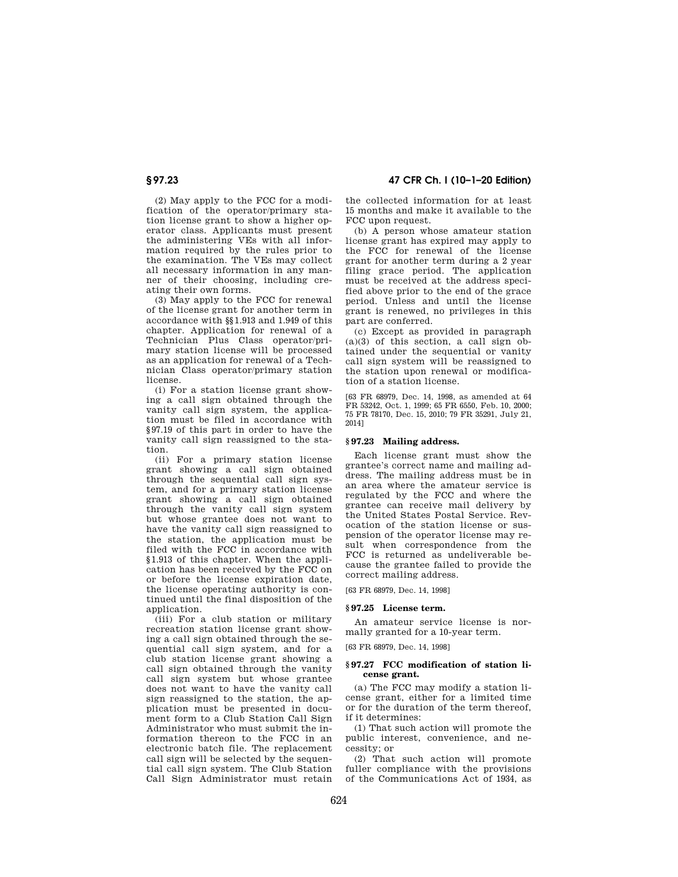(2) May apply to the FCC for a modification of the operator/primary station license grant to show a higher operator class. Applicants must present the administering VEs with all information required by the rules prior to the examination. The VEs may collect all necessary information in any manner of their choosing, including creating their own forms.

(3) May apply to the FCC for renewal of the license grant for another term in accordance with §§1.913 and 1.949 of this chapter. Application for renewal of a Technician Plus Class operator/primary station license will be processed as an application for renewal of a Technician Class operator/primary station license.

(i) For a station license grant showing a call sign obtained through the vanity call sign system, the application must be filed in accordance with §97.19 of this part in order to have the vanity call sign reassigned to the station.

(ii) For a primary station license grant showing a call sign obtained through the sequential call sign system, and for a primary station license grant showing a call sign obtained through the vanity call sign system but whose grantee does not want to have the vanity call sign reassigned to the station, the application must be filed with the FCC in accordance with §1.913 of this chapter. When the application has been received by the FCC on or before the license expiration date, the license operating authority is continued until the final disposition of the application.

(iii) For a club station or military recreation station license grant showing a call sign obtained through the sequential call sign system, and for a club station license grant showing a call sign obtained through the vanity call sign system but whose grantee does not want to have the vanity call sign reassigned to the station, the application must be presented in document form to a Club Station Call Sign Administrator who must submit the information thereon to the FCC in an electronic batch file. The replacement call sign will be selected by the sequential call sign system. The Club Station Call Sign Administrator must retain the collected information for at least 15 months and make it available to the FCC upon request.

(b) A person whose amateur station license grant has expired may apply to the FCC for renewal of the license grant for another term during a 2 year filing grace period. The application must be received at the address specified above prior to the end of the grace period. Unless and until the license grant is renewed, no privileges in this part are conferred.

(c) Except as provided in paragraph (a)(3) of this section, a call sign obtained under the sequential or vanity call sign system will be reassigned to the station upon renewal or modification of a station license.

[63 FR 68979, Dec. 14, 1998, as amended at 64 FR 53242, Oct. 1, 1999; 65 FR 6550, Feb. 10, 2000; 75 FR 78170, Dec. 15, 2010; 79 FR 35291, July 21, 2014]

## § 97.23 Mailing address.

Each license grant must show the grantee's correct name and mailing address. The mailing address must be in an area where the amateur service is regulated by the FCC and where the grantee can receive mail delivery by the United States Postal Service. Revocation of the station license or suspension of the operator license may result when correspondence from the FCC is returned as undeliverable because the grantee failed to provide the correct mailing address.

[63 FR 68979, Dec. 14, 1998]

## § 97.25 License term.

An amateur service license is normally granted for a 10-year term.

[63 FR 68979, Dec. 14, 1998]

## § 97.27 FCC modification of station license grant.

(a) The FCC may modify a station license grant, either for a limited time or for the duration of the term thereof, if it determines:

(1) That such action will promote the public interest, convenience, and necessity; or

(2) That such action will promote fuller compliance with the provisions of the Communications Act of 1934, as